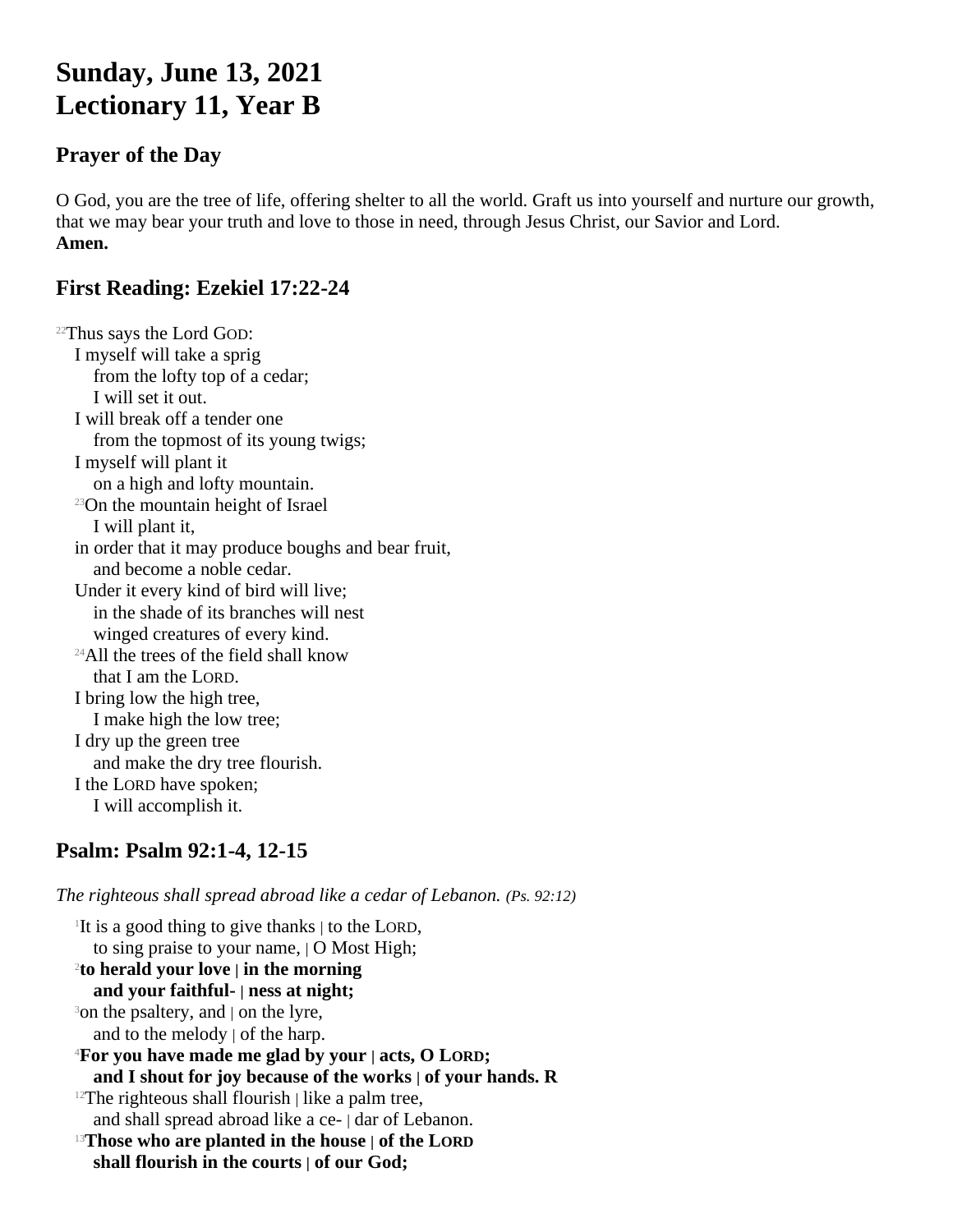# Sunday, June 13, 2021
# Lectionary 11, Year B

## Prayer of the Day

O God, you are the tree of life, offering shelter to all the world. Graft us into yourself and nurture our growth, that we may bear your truth and love to those in need, through Jesus Christ, our Savior and Lord.
**Amen.**

## First Reading: Ezekiel 17:22-24

[22]Thus says the Lord GOD:
I myself will take a sprig
from the lofty top of a cedar;
I will set it out.
I will break off a tender one
from the topmost of its young twigs;
I myself will plant it
on a high and lofty mountain.
[23]On the mountain height of Israel
I will plant it,
in order that it may produce boughs and bear fruit,
and become a noble cedar.
Under it every kind of bird will live;
in the shade of its branches will nest
winged creatures of every kind.
[24]All the trees of the field shall know
that I am the LORD.
I bring low the high tree,
I make high the low tree;
I dry up the green tree
and make the dry tree flourish.
I the LORD have spoken;
I will accomplish it.

## Psalm: Psalm 92:1-4, 12-15

*The righteous shall spread abroad like a cedar of Lebanon. (Ps. 92:12)*

[1]It is a good thing to give thanks | to the LORD,
to sing praise to your name, | O Most High;
**[2]to herald your love | in the morning**
**and your faithful- | ness at night;**
[3]on the psaltery, and | on the lyre,
and to the melody | of the harp.
**[4]For you have made me glad by your | acts, O LORD;**
**and I shout for joy because of the works | of your hands. R**
[12]The righteous shall flourish | like a palm tree,
and shall spread abroad like a ce- | dar of Lebanon.
**[13]Those who are planted in the house | of the LORD**
**shall flourish in the courts | of our God;**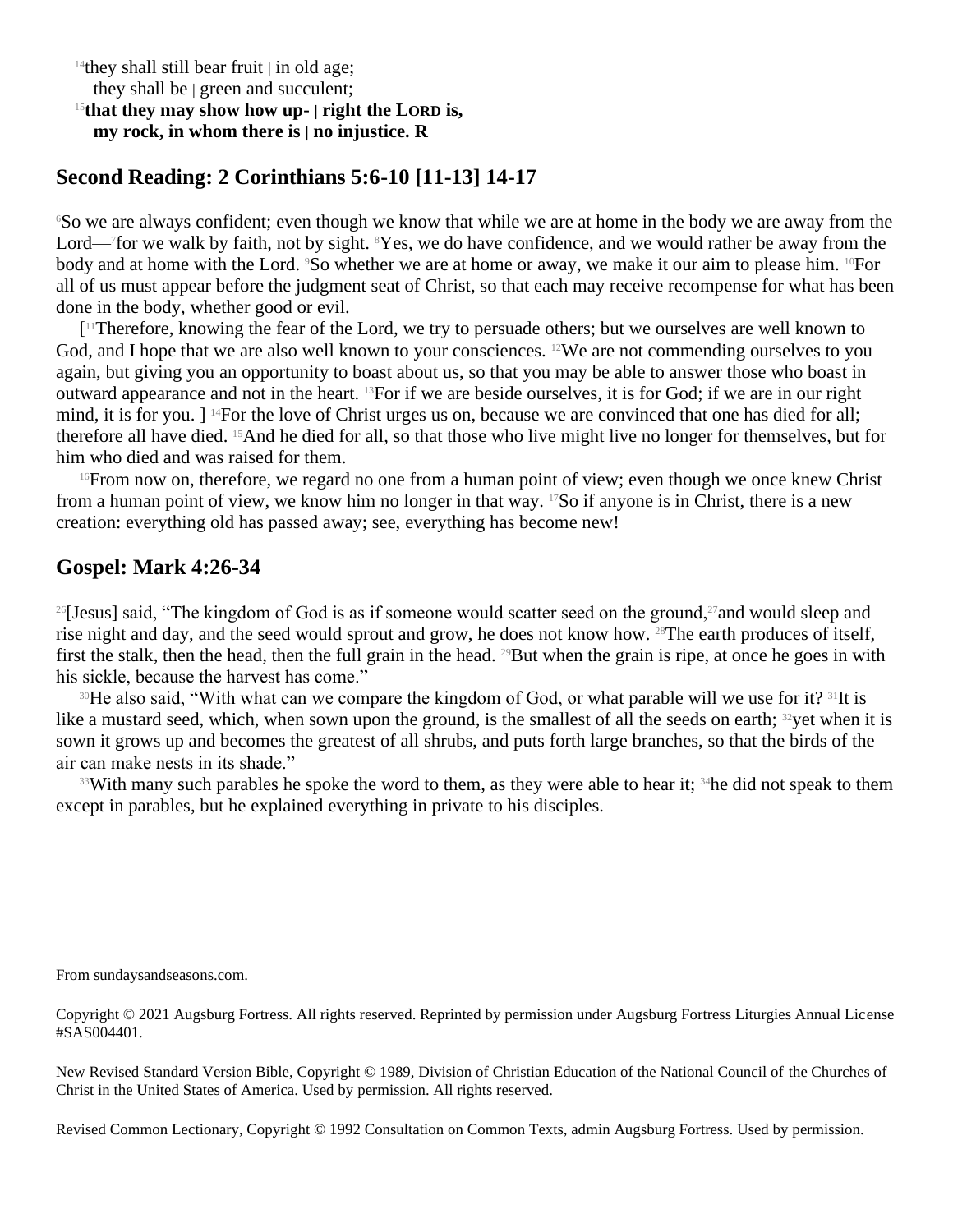[14]they shall still bear fruit | in old age;
they shall be | green and succulent;
[15]**that they may show how up- | right the LORD is,**
**my rock, in whom there is | no injustice. R**

## Second Reading: 2 Corinthians 5:6-10 [11-13] 14-17

[6]So we are always confident; even though we know that while we are at home in the body we are away from the Lord—[7]for we walk by faith, not by sight. [8]Yes, we do have confidence, and we would rather be away from the body and at home with the Lord. [9]So whether we are at home or away, we make it our aim to please him. [10]For all of us must appear before the judgment seat of Christ, so that each may receive recompense for what has been done in the body, whether good or evil.

[[11]Therefore, knowing the fear of the Lord, we try to persuade others; but we ourselves are well known to God, and I hope that we are also well known to your consciences. [12]We are not commending ourselves to you again, but giving you an opportunity to boast about us, so that you may be able to answer those who boast in outward appearance and not in the heart. [13]For if we are beside ourselves, it is for God; if we are in our right mind, it is for you. ] [14]For the love of Christ urges us on, because we are convinced that one has died for all; therefore all have died. [15]And he died for all, so that those who live might live no longer for themselves, but for him who died and was raised for them.

[16]From now on, therefore, we regard no one from a human point of view; even though we once knew Christ from a human point of view, we know him no longer in that way. [17]So if anyone is in Christ, there is a new creation: everything old has passed away; see, everything has become new!

## Gospel: Mark 4:26-34

[26][Jesus] said, "The kingdom of God is as if someone would scatter seed on the ground,[27]and would sleep and rise night and day, and the seed would sprout and grow, he does not know how. [28]The earth produces of itself, first the stalk, then the head, then the full grain in the head. [29]But when the grain is ripe, at once he goes in with his sickle, because the harvest has come."

[30]He also said, "With what can we compare the kingdom of God, or what parable will we use for it? [31]It is like a mustard seed, which, when sown upon the ground, is the smallest of all the seeds on earth; [32]yet when it is sown it grows up and becomes the greatest of all shrubs, and puts forth large branches, so that the birds of the air can make nests in its shade."

[33]With many such parables he spoke the word to them, as they were able to hear it; [34]he did not speak to them except in parables, but he explained everything in private to his disciples.

From sundaysandseasons.com.

Copyright © 2021 Augsburg Fortress. All rights reserved. Reprinted by permission under Augsburg Fortress Liturgies Annual License #SAS004401.

New Revised Standard Version Bible, Copyright © 1989, Division of Christian Education of the National Council of the Churches of Christ in the United States of America. Used by permission. All rights reserved.

Revised Common Lectionary, Copyright © 1992 Consultation on Common Texts, admin Augsburg Fortress. Used by permission.